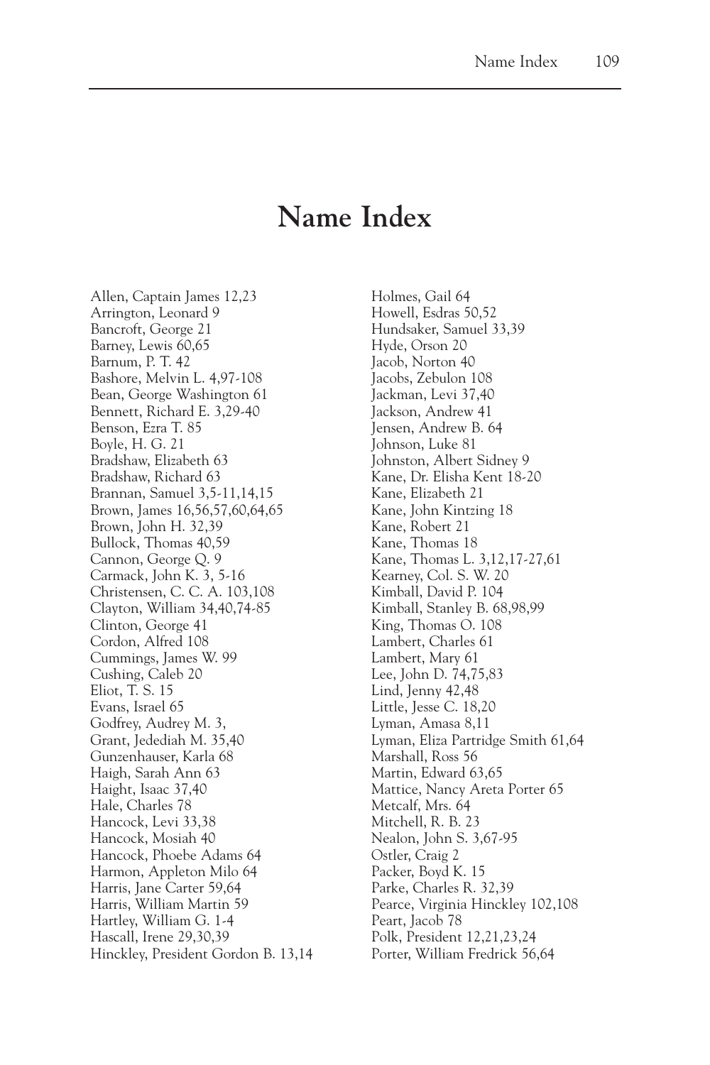# Name Index

Allen, Captain James 12,23
Arrington, Leonard 9
Bancroft, George 21
Barney, Lewis 60,65
Barnum, P. T. 42
Bashore, Melvin L. 4,97-108
Bean, George Washington 61
Bennett, Richard E. 3,29-40
Benson, Ezra T. 85
Boyle, H. G. 21
Bradshaw, Elizabeth 63
Bradshaw, Richard 63
Brannan, Samuel 3,5-11,14,15
Brown, James 16,56,57,60,64,65
Brown, John H. 32,39
Bullock, Thomas 40,59
Cannon, George Q. 9
Carmack, John K. 3, 5-16
Christensen, C. C. A. 103,108
Clayton, William 34,40,74-85
Clinton, George 41
Cordon, Alfred 108
Cummings, James W. 99
Cushing, Caleb 20
Eliot, T. S. 15
Evans, Israel 65
Godfrey, Audrey M. 3,
Grant, Jedediah M. 35,40
Gunzenhauser, Karla 68
Haigh, Sarah Ann 63
Haight, Isaac 37,40
Hale, Charles 78
Hancock, Levi 33,38
Hancock, Mosiah 40
Hancock, Phoebe Adams 64
Harmon, Appleton Milo 64
Harris, Jane Carter 59,64
Harris, William Martin 59
Hartley, William G. 1-4
Hascall, Irene 29,30,39
Hinckley, President Gordon B. 13,14
Holmes, Gail 64
Howell, Esdras 50,52
Hundsaker, Samuel 33,39
Hyde, Orson 20
Jacob, Norton 40
Jacobs, Zebulon 108
Jackman, Levi 37,40
Jackson, Andrew 41
Jensen, Andrew B. 64
Johnson, Luke 81
Johnston, Albert Sidney 9
Kane, Dr. Elisha Kent 18-20
Kane, Elizabeth 21
Kane, John Kintzing 18
Kane, Robert 21
Kane, Thomas 18
Kane, Thomas L. 3,12,17-27,61
Kearney, Col. S. W. 20
Kimball, David P. 104
Kimball, Stanley B. 68,98,99
King, Thomas O. 108
Lambert, Charles 61
Lambert, Mary 61
Lee, John D. 74,75,83
Lind, Jenny 42,48
Little, Jesse C. 18,20
Lyman, Amasa 8,11
Lyman, Eliza Partridge Smith 61,64
Marshall, Ross 56
Martin, Edward 63,65
Mattice, Nancy Areta Porter 65
Metcalf, Mrs. 64
Mitchell, R. B. 23
Nealon, John S. 3,67-95
Ostler, Craig 2
Packer, Boyd K. 15
Parke, Charles R. 32,39
Pearce, Virginia Hinckley 102,108
Peart, Jacob 78
Polk, President 12,21,23,24
Porter, William Fredrick 56,64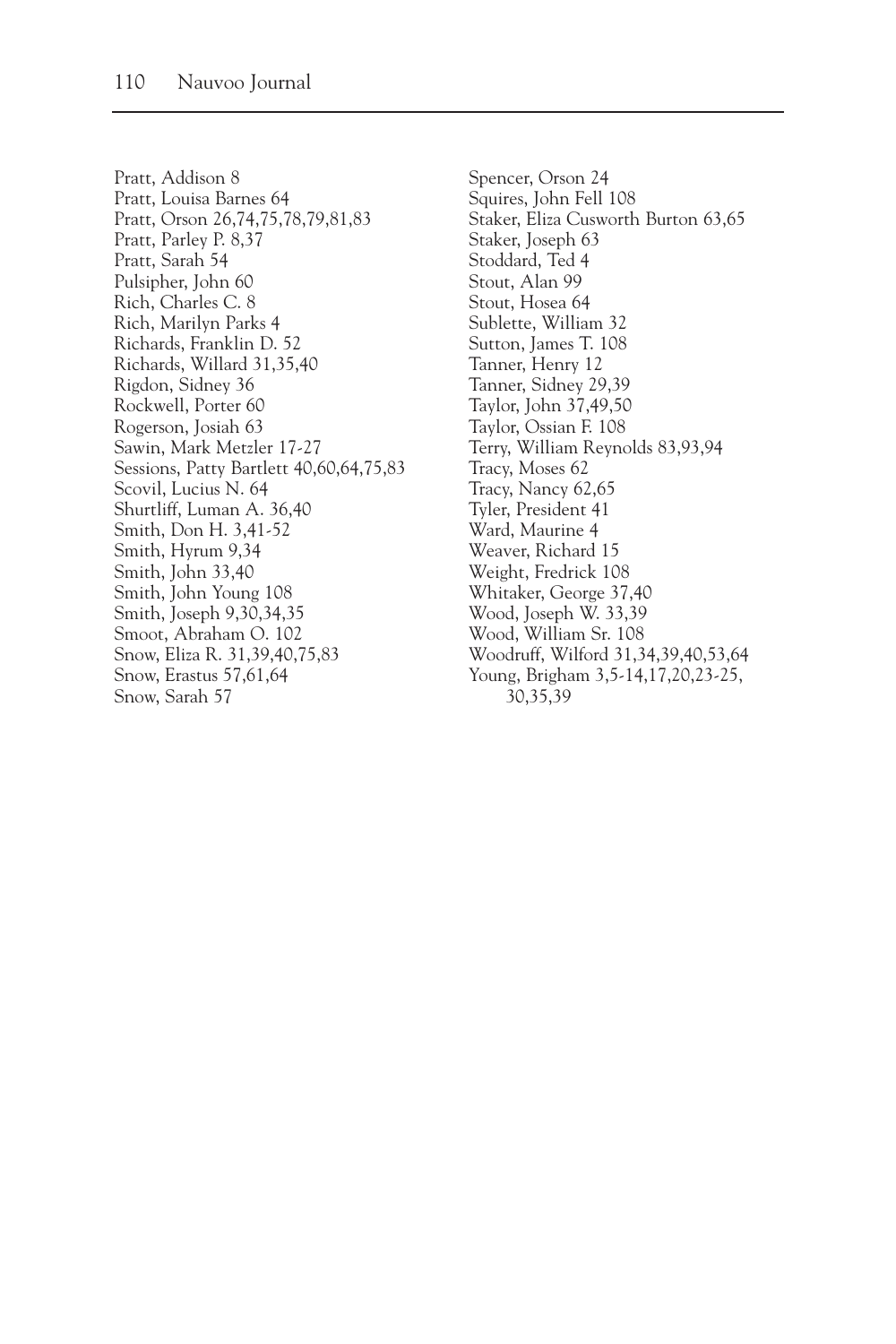Pratt, Addison 8
Pratt, Louisa Barnes 64
Pratt, Orson 26,74,75,78,79,81,83
Pratt, Parley P. 8,37
Pratt, Sarah 54
Pulsipher, John 60
Rich, Charles C. 8
Rich, Marilyn Parks 4
Richards, Franklin D. 52
Richards, Willard 31,35,40
Rigdon, Sidney 36
Rockwell, Porter 60
Rogerson, Josiah 63
Sawin, Mark Metzler 17-27
Sessions, Patty Bartlett 40,60,64,75,83
Scovil, Lucius N. 64
Shurtliff, Luman A. 36,40
Smith, Don H. 3,41-52
Smith, Hyrum 9,34
Smith, John 33,40
Smith, John Young 108
Smith, Joseph 9,30,34,35
Smoot, Abraham O. 102
Snow, Eliza R. 31,39,40,75,83
Snow, Erastus 57,61,64
Snow, Sarah 57
Spencer, Orson 24
Squires, John Fell 108
Staker, Eliza Cusworth Burton 63,65
Staker, Joseph 63
Stoddard, Ted 4
Stout, Alan 99
Stout, Hosea 64
Sublette, William 32
Sutton, James T. 108
Tanner, Henry 12
Tanner, Sidney 29,39
Taylor, John 37,49,50
Taylor, Ossian F. 108
Terry, William Reynolds 83,93,94
Tracy, Moses 62
Tracy, Nancy 62,65
Tyler, President 41
Ward, Maurine 4
Weaver, Richard 15
Weight, Fredrick 108
Whitaker, George 37,40
Wood, Joseph W. 33,39
Wood, William Sr. 108
Woodruff, Wilford 31,34,39,40,53,64
Young, Brigham 3,5-14,17,20,23-25, 30,35,39